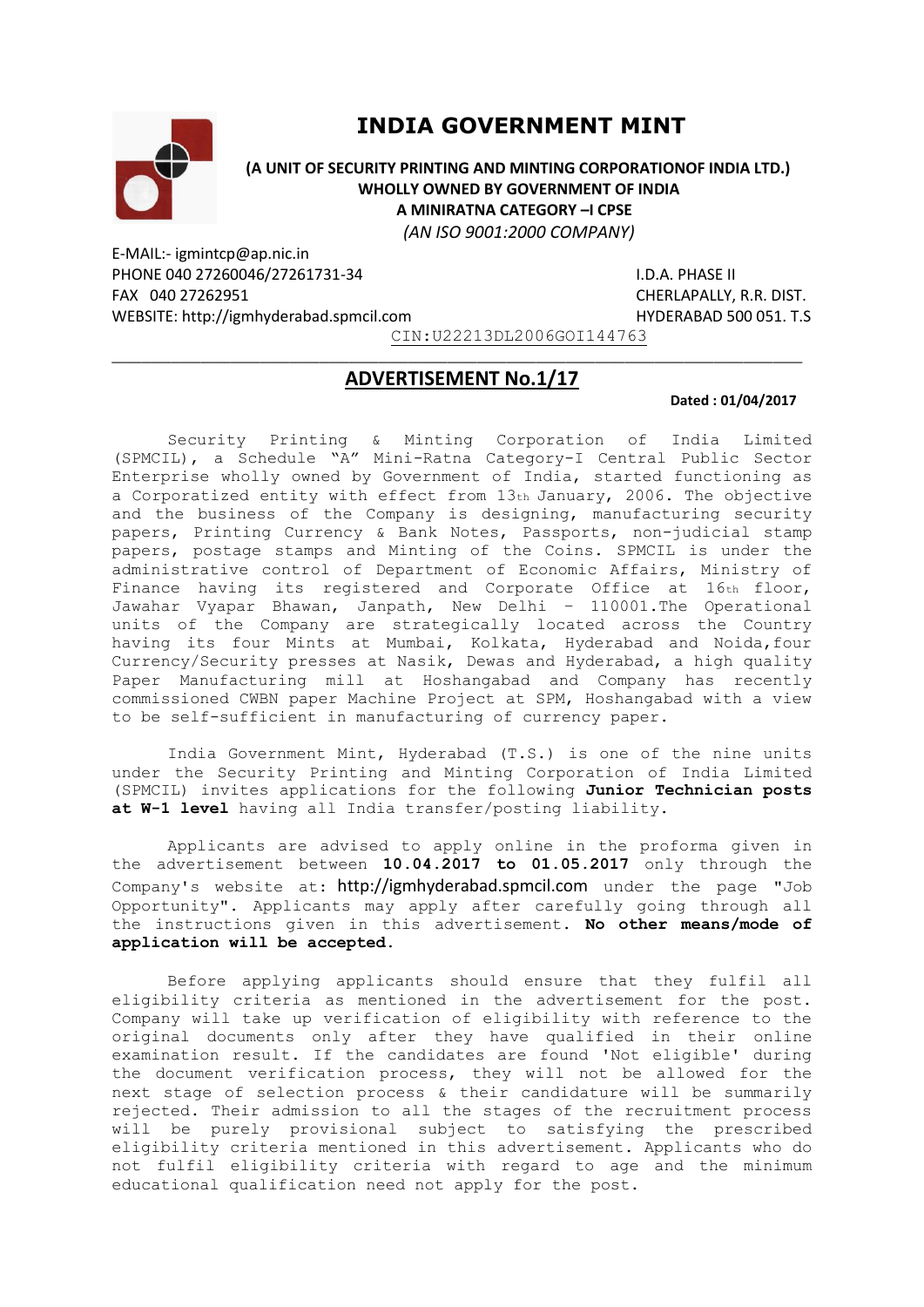# INDIA GOVERNMENT MINT

**(A UNIT OF SECURITY PRINTING AND MINTING CORPORATIONOF INDIA LTD.)**
**WHOLLY OWNED BY GOVERNMENT OF INDIA**
**A MINIRATNA CATEGORY –I CPSE**
*(AN ISO 9001:2000 COMPANY)*

E-MAIL:- igmintcp@ap.nic.in
PHONE 040 27260046/27261731-34
FAX 040 27262951
WEBSITE: http://igmhyderabad.spmcil.com

I.D.A. PHASE II
CHERLAPALLY, R.R. DIST.
HYDERABAD 500 051. T.S

CIN:U22213DL2006GOI144763

---

## ADVERTISEMENT No.1/17

**Dated : 01/04/2017**

Security Printing & Minting Corporation of India Limited (SPMCIL), a Schedule "A" Mini-Ratna Category-I Central Public Sector Enterprise wholly owned by Government of India, started functioning as a Corporatized entity with effect from 13th January, 2006. The objective and the business of the Company is designing, manufacturing security papers, Printing Currency & Bank Notes, Passports, non-judicial stamp papers, postage stamps and Minting of the Coins. SPMCIL is under the administrative control of Department of Economic Affairs, Ministry of Finance having its registered and Corporate Office at 16th floor, Jawahar Vyapar Bhawan, Janpath, New Delhi – 110001.The Operational units of the Company are strategically located across the Country having its four Mints at Mumbai, Kolkata, Hyderabad and Noida,four Currency/Security presses at Nasik, Dewas and Hyderabad, a high quality Paper Manufacturing mill at Hoshangabad and Company has recently commissioned CWBN paper Machine Project at SPM, Hoshangabad with a view to be self-sufficient in manufacturing of currency paper.

India Government Mint, Hyderabad (T.S.) is one of the nine units under the Security Printing and Minting Corporation of India Limited (SPMCIL) invites applications for the following **Junior Technician posts at W-1 level** having all India transfer/posting liability.

Applicants are advised to apply online in the proforma given in the advertisement between **10.04.2017 to 01.05.2017** only through the Company's website at: http://igmhyderabad.spmcil.com under the page "Job Opportunity". Applicants may apply after carefully going through all the instructions given in this advertisement. **No other means/mode of application will be accepted.**

Before applying applicants should ensure that they fulfil all eligibility criteria as mentioned in the advertisement for the post. Company will take up verification of eligibility with reference to the original documents only after they have qualified in their online examination result. If the candidates are found 'Not eligible' during the document verification process, they will not be allowed for the next stage of selection process & their candidature will be summarily rejected. Their admission to all the stages of the recruitment process will be purely provisional subject to satisfying the prescribed eligibility criteria mentioned in this advertisement. Applicants who do not fulfil eligibility criteria with regard to age and the minimum educational qualification need not apply for the post.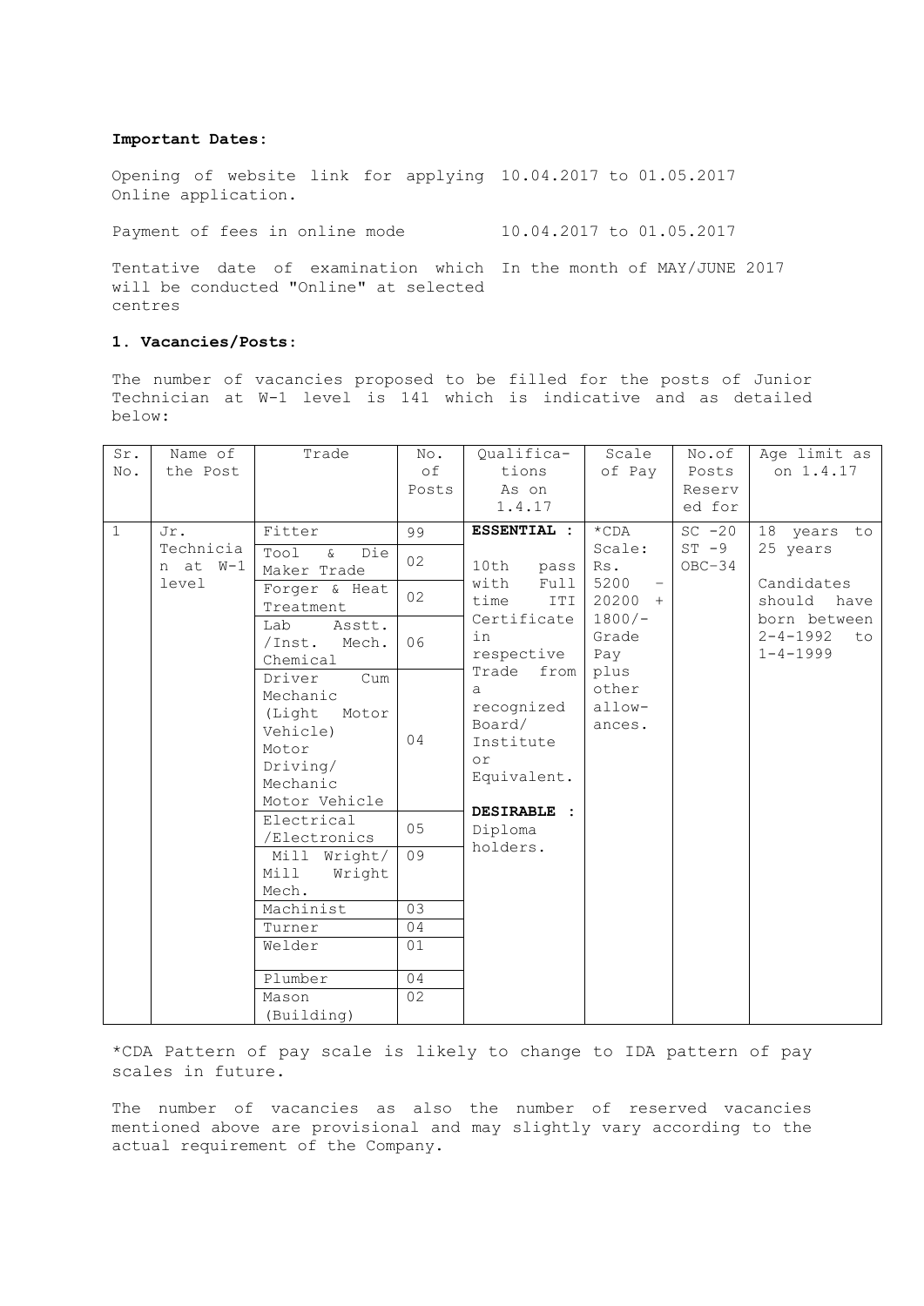**Important Dates:**

| | |
|---|---|
| Opening of website link for applying Online application. | 10.04.2017 to 01.05.2017 |
| Payment of fees in online mode | 10.04.2017 to 01.05.2017 |
| Tentative date of examination which will be conducted "Online" at selected centres | In the month of MAY/JUNE 2017 |

**1. Vacancies/Posts:**

The number of vacancies proposed to be filled for the posts of Junior Technician at W-1 level is 141 which is indicative and as detailed below:

| Sr. No. | Name of the Post | Trade | No. of Posts | Qualifications As on 1.4.17 | Scale of Pay | No.of Posts Reserved for | Age limit as on 1.4.17 |
|---|---|---|---|---|---|---|---|
| 1 | Jr. Technician at W-1 level | Fitter | 99 | **ESSENTIAL :** 10th pass with Full time ITI Certificate in respective Trade from a recognized Board/ Institute or Equivalent. **DESIRABLE :** Diploma holders. | *CDA Scale: Rs. 5200 - 20200 + 1800/- Grade Pay plus other allowances. | SC -20 ST -9 OBC-34 | 18 years to 25 years Candidates should have born between 2-4-1992 to 1-4-1999 |
| | | Tool & Die Maker Trade | 02 | | | | |
| | | Forger & Heat Treatment | 02 | | | | |
| | | Lab Asstt. /Inst. Mech. Chemical | 06 | | | | |
| | | Driver Cum Mechanic (Light Motor Vehicle) Motor Driving/ Mechanic Motor Vehicle | 04 | | | | |
| | | Electrical /Electronics | 05 | | | | |
| | | Mill Wright/ Mill Wright Mech. | 09 | | | | |
| | | Machinist | 03 | | | | |
| | | Turner | 04 | | | | |
| | | Welder | 01 | | | | |
| | | Plumber | 04 | | | | |
| | | Mason (Building) | 02 | | | | |

*CDA Pattern of pay scale is likely to change to IDA pattern of pay scales in future.

The number of vacancies as also the number of reserved vacancies mentioned above are provisional and may slightly vary according to the actual requirement of the Company.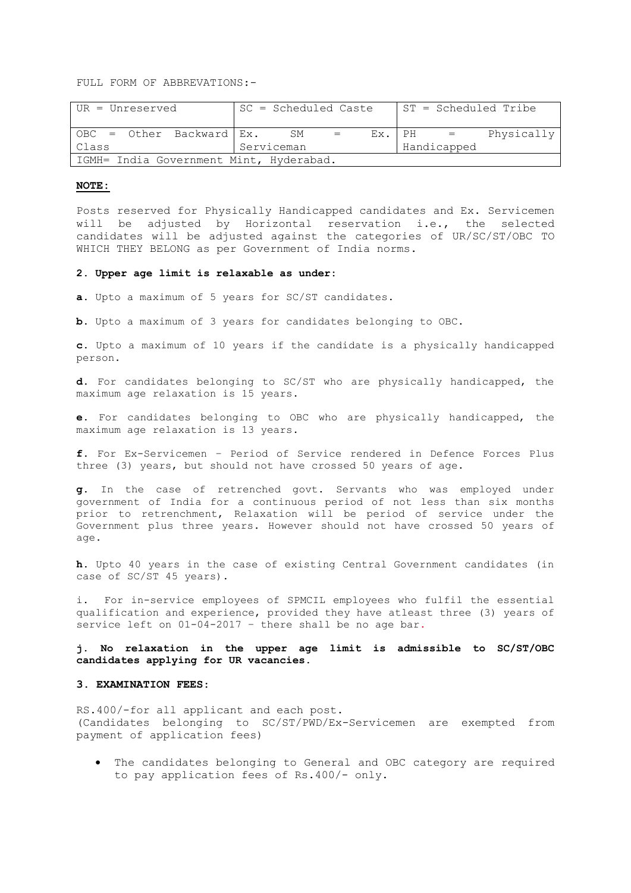FULL FORM OF ABBREVATIONS:-

| UR = Unreserved | SC = Scheduled Caste | ST = Scheduled Tribe |
|---|---|---|
| OBC = Other Backward Class | Ex. SM = Ex. Serviceman | PH = Physically Handicapped |
| IGMH= India Government Mint, Hyderabad. | | |

**NOTE:**

Posts reserved for Physically Handicapped candidates and Ex. Servicemen will be adjusted by Horizontal reservation i.e., the selected candidates will be adjusted against the categories of UR/SC/ST/OBC TO WHICH THEY BELONG as per Government of India norms.

**2. Upper age limit is relaxable as under:**

**a.** Upto a maximum of 5 years for SC/ST candidates.

**b.** Upto a maximum of 3 years for candidates belonging to OBC.

**c.** Upto a maximum of 10 years if the candidate is a physically handicapped person.

**d.** For candidates belonging to SC/ST who are physically handicapped, the maximum age relaxation is 15 years.

**e.** For candidates belonging to OBC who are physically handicapped, the maximum age relaxation is 13 years.

**f.** For Ex-Servicemen – Period of Service rendered in Defence Forces Plus three (3) years, but should not have crossed 50 years of age.

**g.** In the case of retrenched govt. Servants who was employed under government of India for a continuous period of not less than six months prior to retrenchment, Relaxation will be period of service under the Government plus three years. However should not have crossed 50 years of age.

**h.** Upto 40 years in the case of existing Central Government candidates (in case of SC/ST 45 years).

i. For in-service employees of SPMCIL employees who fulfil the essential qualification and experience, provided they have atleast three (3) years of service left on 01-04-2017 – there shall be no age bar.

**j. No relaxation in the upper age limit is admissible to SC/ST/OBC candidates applying for UR vacancies.**

**3. EXAMINATION FEES:**

RS.400/-for all applicant and each post.
(Candidates belonging to SC/ST/PWD/Ex-Servicemen are exempted from payment of application fees)

- The candidates belonging to General and OBC category are required to pay application fees of Rs.400/- only.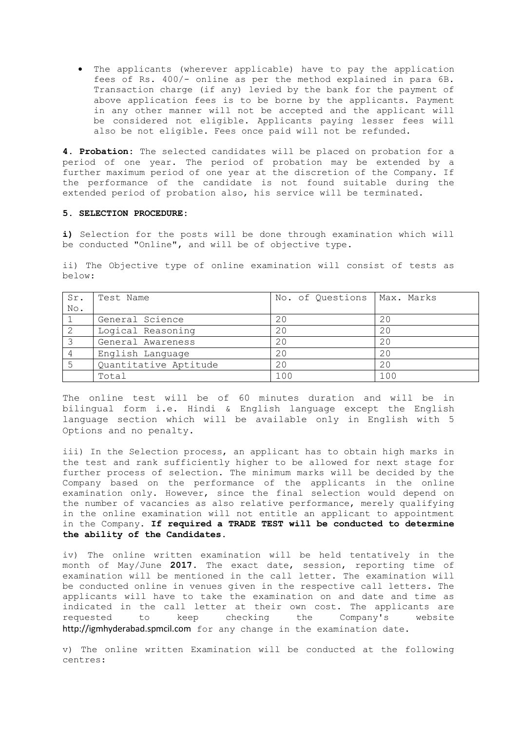- The applicants (wherever applicable) have to pay the application fees of Rs. 400/- online as per the method explained in para 6B. Transaction charge (if any) levied by the bank for the payment of above application fees is to be borne by the applicants. Payment in any other manner will not be accepted and the applicant will be considered not eligible. Applicants paying lesser fees will also be not eligible. Fees once paid will not be refunded.

**4. Probation:** The selected candidates will be placed on probation for a period of one year. The period of probation may be extended by a further maximum period of one year at the discretion of the Company. If the performance of the candidate is not found suitable during the extended period of probation also, his service will be terminated.

**5. SELECTION PROCEDURE:**

**i)** Selection for the posts will be done through examination which will be conducted "Online", and will be of objective type.

ii) The Objective type of online examination will consist of tests as below:

| Sr. No. | Test Name | No. of Questions | Max. Marks |
|---|---|---|---|
| 1 | General Science | 20 | 20 |
| 2 | Logical Reasoning | 20 | 20 |
| 3 | General Awareness | 20 | 20 |
| 4 | English Language | 20 | 20 |
| 5 | Quantitative Aptitude | 20 | 20 |
| | Total | 100 | 100 |

The online test will be of 60 minutes duration and will be in bilingual form i.e. Hindi & English language except the English language section which will be available only in English with 5 Options and no penalty.

iii) In the Selection process, an applicant has to obtain high marks in the test and rank sufficiently higher to be allowed for next stage for further process of selection. The minimum marks will be decided by the Company based on the performance of the applicants in the online examination only. However, since the final selection would depend on the number of vacancies as also relative performance, merely qualifying in the online examination will not entitle an applicant to appointment in the Company. **If required a TRADE TEST will be conducted to determine the ability of the Candidates.**

iv) The online written examination will be held tentatively in the month of May/June **2017**. The exact date, session, reporting time of examination will be mentioned in the call letter. The examination will be conducted online in venues given in the respective call letters. The applicants will have to take the examination on and date and time as indicated in the call letter at their own cost. The applicants are requested to keep checking the Company's website http://igmhyderabad.spmcil.com for any change in the examination date.

v) The online written Examination will be conducted at the following centres: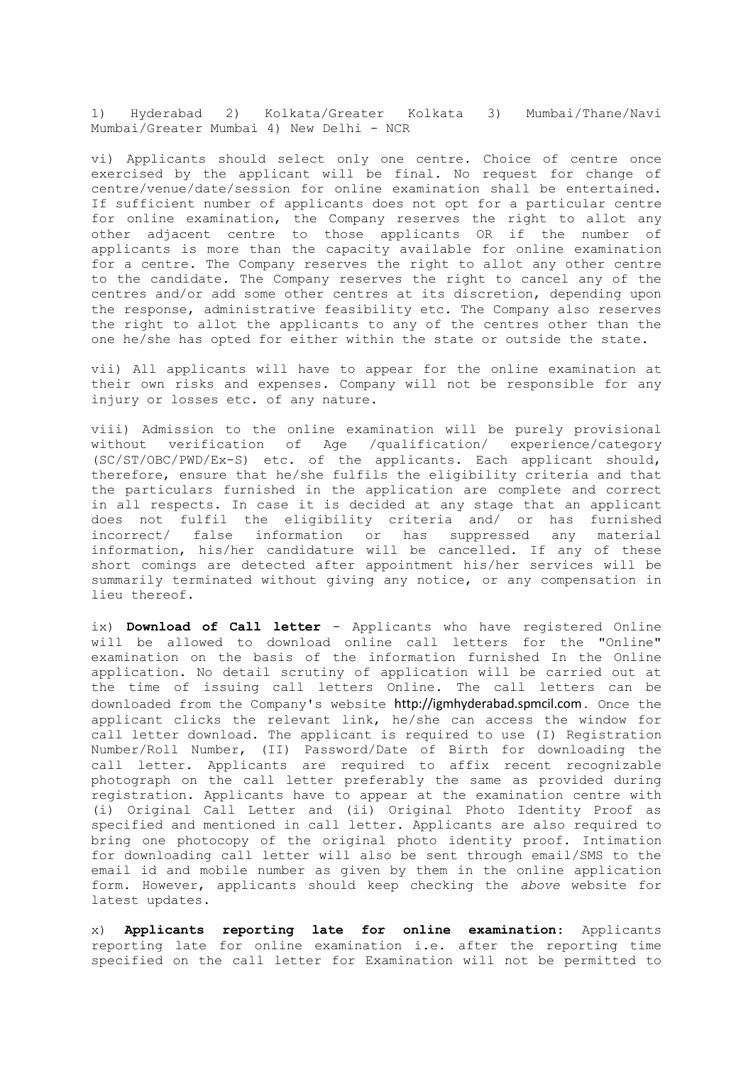1) Hyderabad 2) Kolkata/Greater Kolkata 3) Mumbai/Thane/Navi Mumbai/Greater Mumbai 4) New Delhi - NCR

vi) Applicants should select only one centre. Choice of centre once exercised by the applicant will be final. No request for change of centre/venue/date/session for online examination shall be entertained. If sufficient number of applicants does not opt for a particular centre for online examination, the Company reserves the right to allot any other adjacent centre to those applicants OR if the number of applicants is more than the capacity available for online examination for a centre. The Company reserves the right to allot any other centre to the candidate. The Company reserves the right to cancel any of the centres and/or add some other centres at its discretion, depending upon the response, administrative feasibility etc. The Company also reserves the right to allot the applicants to any of the centres other than the one he/she has opted for either within the state or outside the state.

vii) All applicants will have to appear for the online examination at their own risks and expenses. Company will not be responsible for any injury or losses etc. of any nature.

viii) Admission to the online examination will be purely provisional without verification of Age /qualification/ experience/category (SC/ST/OBC/PWD/Ex-S) etc. of the applicants. Each applicant should, therefore, ensure that he/she fulfils the eligibility criteria and that the particulars furnished in the application are complete and correct in all respects. In case it is decided at any stage that an applicant does not fulfil the eligibility criteria and/ or has furnished incorrect/ false information or has suppressed any material information, his/her candidature will be cancelled. If any of these short comings are detected after appointment his/her services will be summarily terminated without giving any notice, or any compensation in lieu thereof.

ix) **Download of Call letter** - Applicants who have registered Online will be allowed to download online call letters for the "Online" examination on the basis of the information furnished In the Online application. No detail scrutiny of application will be carried out at the time of issuing call letters Online. The call letters can be downloaded from the Company's website http://igmhyderabad.spmcil.com. Once the applicant clicks the relevant link, he/she can access the window for call letter download. The applicant is required to use (I) Registration Number/Roll Number, (II) Password/Date of Birth for downloading the call letter. Applicants are required to affix recent recognizable photograph on the call letter preferably the same as provided during registration. Applicants have to appear at the examination centre with (i) Original Call Letter and (ii) Original Photo Identity Proof as specified and mentioned in call letter. Applicants are also required to bring one photocopy of the original photo identity proof. Intimation for downloading call letter will also be sent through email/SMS to the email id and mobile number as given by them in the online application form. However, applicants should keep checking the *above* website for latest updates.

x) **Applicants reporting late for online examination**: Applicants reporting late for online examination i.e. after the reporting time specified on the call letter for Examination will not be permitted to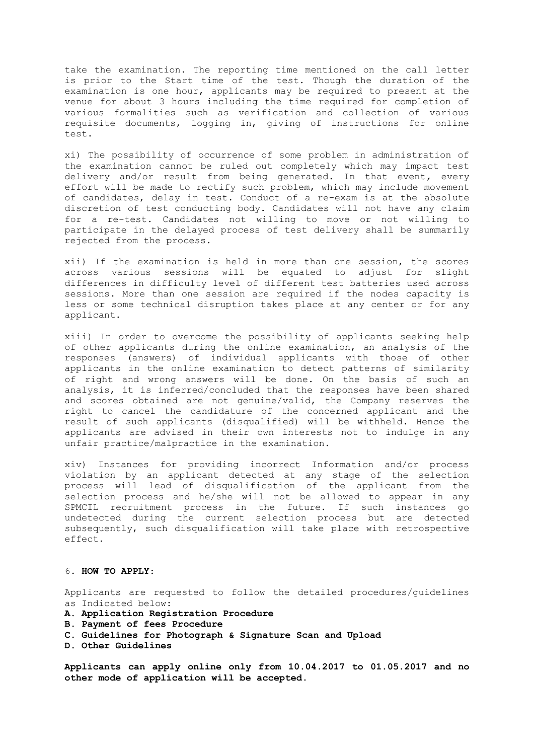take the examination. The reporting time mentioned on the call letter is prior to the Start time of the test. Though the duration of the examination is one hour, applicants may be required to present at the venue for about 3 hours including the time required for completion of various formalities such as verification and collection of various requisite documents, logging in, giving of instructions for online test.

xi) The possibility of occurrence of some problem in administration of the examination cannot be ruled out completely which may impact test delivery and/or result from being generated. In that event, every effort will be made to rectify such problem, which may include movement of candidates, delay in test. Conduct of a re-exam is at the absolute discretion of test conducting body. Candidates will not have any claim for a re-test. Candidates not willing to move or not willing to participate in the delayed process of test delivery shall be summarily rejected from the process.

xii) If the examination is held in more than one session, the scores across various sessions will be equated to adjust for slight differences in difficulty level of different test batteries used across sessions. More than one session are required if the nodes capacity is less or some technical disruption takes place at any center or for any applicant.

xiii) In order to overcome the possibility of applicants seeking help of other applicants during the online examination, an analysis of the responses (answers) of individual applicants with those of other applicants in the online examination to detect patterns of similarity of right and wrong answers will be done. On the basis of such an analysis, it is inferred/concluded that the responses have been shared and scores obtained are not genuine/valid, the Company reserves the right to cancel the candidature of the concerned applicant and the result of such applicants (disqualified) will be withheld. Hence the applicants are advised in their own interests not to indulge in any unfair practice/malpractice in the examination.

xiv) Instances for providing incorrect Information and/or process violation by an applicant detected at any stage of the selection process will lead of disqualification of the applicant from the selection process and he/she will not be allowed to appear in any SPMCIL recruitment process in the future. If such instances go undetected during the current selection process but are detected subsequently, such disqualification will take place with retrospective effect.

6. **HOW TO APPLY:**

Applicants are requested to follow the detailed procedures/guidelines as Indicated below:

**A. Application Registration Procedure**
**B. Payment of fees Procedure**
**C. Guidelines for Photograph & Signature Scan and Upload**
**D. Other Guidelines**

**Applicants can apply online only from 10.04.2017 to 01.05.2017 and no other mode of application will be accepted.**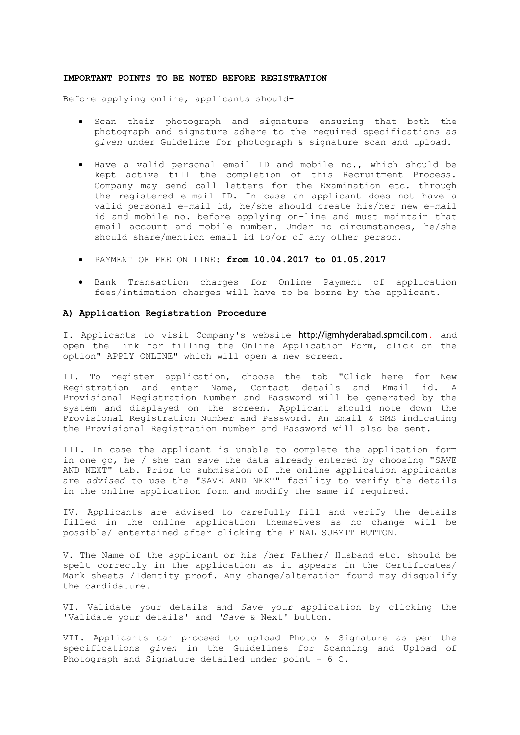**IMPORTANT POINTS TO BE NOTED BEFORE REGISTRATION**

Before applying online, applicants should-

- Scan their photograph and signature ensuring that both the photograph and signature adhere to the required specifications as *given* under Guideline for photograph & signature scan and upload.
- Have a valid personal email ID and mobile no., which should be kept active till the completion of this Recruitment Process. Company may send call letters for the Examination etc. through the registered e-mail ID. In case an applicant does not have a valid personal e-mail id, he/she should create his/her new e-mail id and mobile no. before applying on-line and must maintain that email account and mobile number. Under no circumstances, he/she should share/mention email id to/or of any other person.
- PAYMENT OF FEE ON LINE: **from 10.04.2017 to 01.05.2017**
- Bank Transaction charges for Online Payment of application fees/intimation charges will have to be borne by the applicant.

**A) Application Registration Procedure**

I. Applicants to visit Company's website http://igmhyderabad.spmcil.com. and open the link for filling the Online Application Form, click on the option" APPLY ONLINE" which will open a new screen.

II. To register application, choose the tab "Click here for New Registration and enter Name, Contact details and Email id. A Provisional Registration Number and Password will be generated by the system and displayed on the screen. Applicant should note down the Provisional Registration Number and Password. An Email & SMS indicating the Provisional Registration number and Password will also be sent.

III. In case the applicant is unable to complete the application form in one go, he / she can *save* the data already entered by choosing "SAVE AND NEXT" tab. Prior to submission of the online application applicants are *advised* to use the "SAVE AND NEXT" facility to verify the details in the online application form and modify the same if required.

IV. Applicants are advised to carefully fill and verify the details filled in the online application themselves as no change will be possible/ entertained after clicking the FINAL SUBMIT BUTTON.

V. The Name of the applicant or his /her Father/ Husband etc. should be spelt correctly in the application as it appears in the Certificates/ Mark sheets /Identity proof. Any change/alteration found may disqualify the candidature.

VI. Validate your details and *Save* your application by clicking the 'Validate your details' and '*Save* & Next' button.

VII. Applicants can proceed to upload Photo & Signature as per the specifications *given* in the Guidelines for Scanning and Upload of Photograph and Signature detailed under point - 6 C.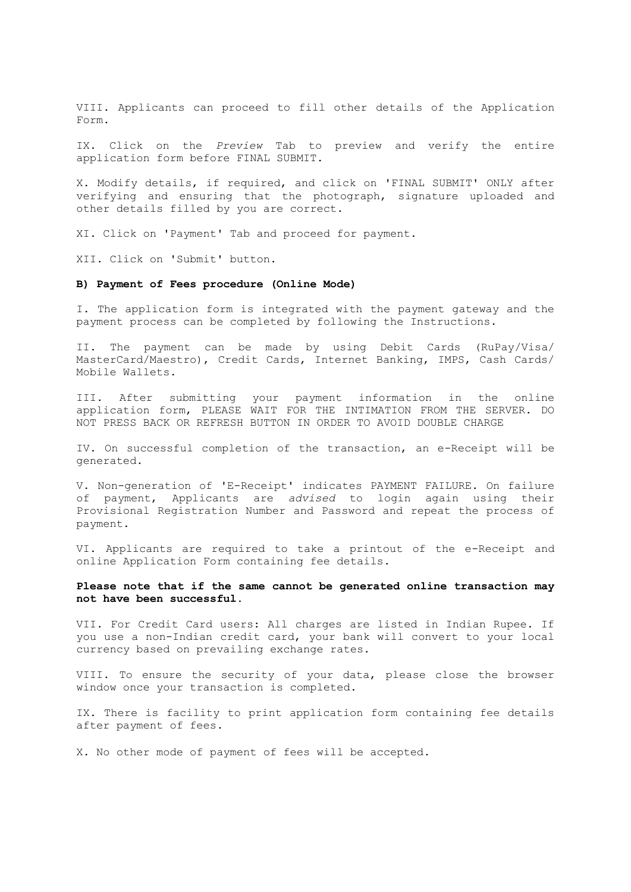VIII. Applicants can proceed to fill other details of the Application Form.

IX. Click on the *Preview* Tab to preview and verify the entire application form before FINAL SUBMIT.

X. Modify details, if required, and click on 'FINAL SUBMIT' ONLY after verifying and ensuring that the photograph, signature uploaded and other details filled by you are correct.

XI. Click on 'Payment' Tab and proceed for payment.

XII. Click on 'Submit' button.

**B) Payment of Fees procedure (Online Mode)**

I. The application form is integrated with the payment gateway and the payment process can be completed by following the Instructions.

II. The payment can be made by using Debit Cards (RuPay/Visa/ MasterCard/Maestro), Credit Cards, Internet Banking, IMPS, Cash Cards/ Mobile Wallets.

III. After submitting your payment information in the online application form, PLEASE WAIT FOR THE INTIMATION FROM THE SERVER. DO NOT PRESS BACK OR REFRESH BUTTON IN ORDER TO AVOID DOUBLE CHARGE

IV. On successful completion of the transaction, an e-Receipt will be generated.

V. Non-generation of 'E-Receipt' indicates PAYMENT FAILURE. On failure of payment, Applicants are *advised* to login again using their Provisional Registration Number and Password and repeat the process of payment.

VI. Applicants are required to take a printout of the e-Receipt and online Application Form containing fee details.

**Please note that if the same cannot be generated online transaction may not have been successful.**

VII. For Credit Card users: All charges are listed in Indian Rupee. If you use a non-Indian credit card, your bank will convert to your local currency based on prevailing exchange rates.

VIII. To ensure the security of your data, please close the browser window once your transaction is completed.

IX. There is facility to print application form containing fee details after payment of fees.

X. No other mode of payment of fees will be accepted.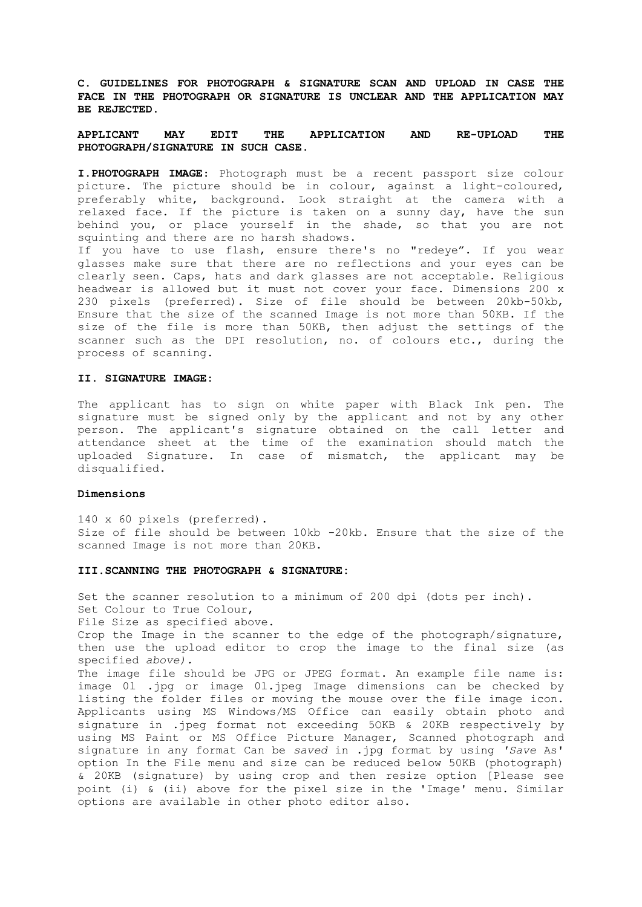**C. GUIDELINES FOR PHOTOGRAPH & SIGNATURE SCAN AND UPLOAD IN CASE THE FACE IN THE PHOTOGRAPH OR SIGNATURE IS UNCLEAR AND THE APPLICATION MAY BE REJECTED.**

**APPLICANT MAY EDIT THE APPLICATION AND RE-UPLOAD THE PHOTOGRAPH/SIGNATURE IN SUCH CASE.**

**I.PHOTOGRAPH IMAGE:** Photograph must be a recent passport size colour picture. The picture should be in colour, against a light-coloured, preferably white, background. Look straight at the camera with a relaxed face. If the picture is taken on a sunny day, have the sun behind you, or place yourself in the shade, so that you are not squinting and there are no harsh shadows.
If you have to use flash, ensure there's no "redeye". If you wear glasses make sure that there are no reflections and your eyes can be clearly seen. Caps, hats and dark glasses are not acceptable. Religious headwear is allowed but it must not cover your face. Dimensions 200 x 230 pixels (preferred). Size of file should be between 20kb-50kb, Ensure that the size of the scanned Image is not more than 50KB. If the size of the file is more than 50KB, then adjust the settings of the scanner such as the DPI resolution, no. of colours etc., during the process of scanning.

**II. SIGNATURE IMAGE:**

The applicant has to sign on white paper with Black Ink pen. The signature must be signed only by the applicant and not by any other person. The applicant's signature obtained on the call letter and attendance sheet at the time of the examination should match the uploaded Signature. In case of mismatch, the applicant may be disqualified.

**Dimensions**

140 x 60 pixels (preferred).
Size of file should be between 10kb -20kb. Ensure that the size of the scanned Image is not more than 20KB.

**III.SCANNING THE PHOTOGRAPH & SIGNATURE:**

Set the scanner resolution to a minimum of 200 dpi (dots per inch).
Set Colour to True Colour,
File Size as specified above.
Crop the Image in the scanner to the edge of the photograph/signature, then use the upload editor to crop the image to the final size (as specified *above).*
The image file should be JPG or JPEG format. An example file name is: image 0l .jpg or image 0l.jpeg Image dimensions can be checked by listing the folder files or moving the mouse over the file image icon. Applicants using MS Windows/MS Office can easily obtain photo and signature in .jpeg format not exceeding 5OKB & 20KB respectively by using MS Paint or MS Office Picture Manager, Scanned photograph and signature in any format Can be *saved* in .jpg format by using *'Save* As' option In the File menu and size can be reduced below 50KB (photograph) & 20KB (signature) by using crop and then resize option [Please see point (i) & (ii) above for the pixel size in the 'Image' menu. Similar options are available in other photo editor also.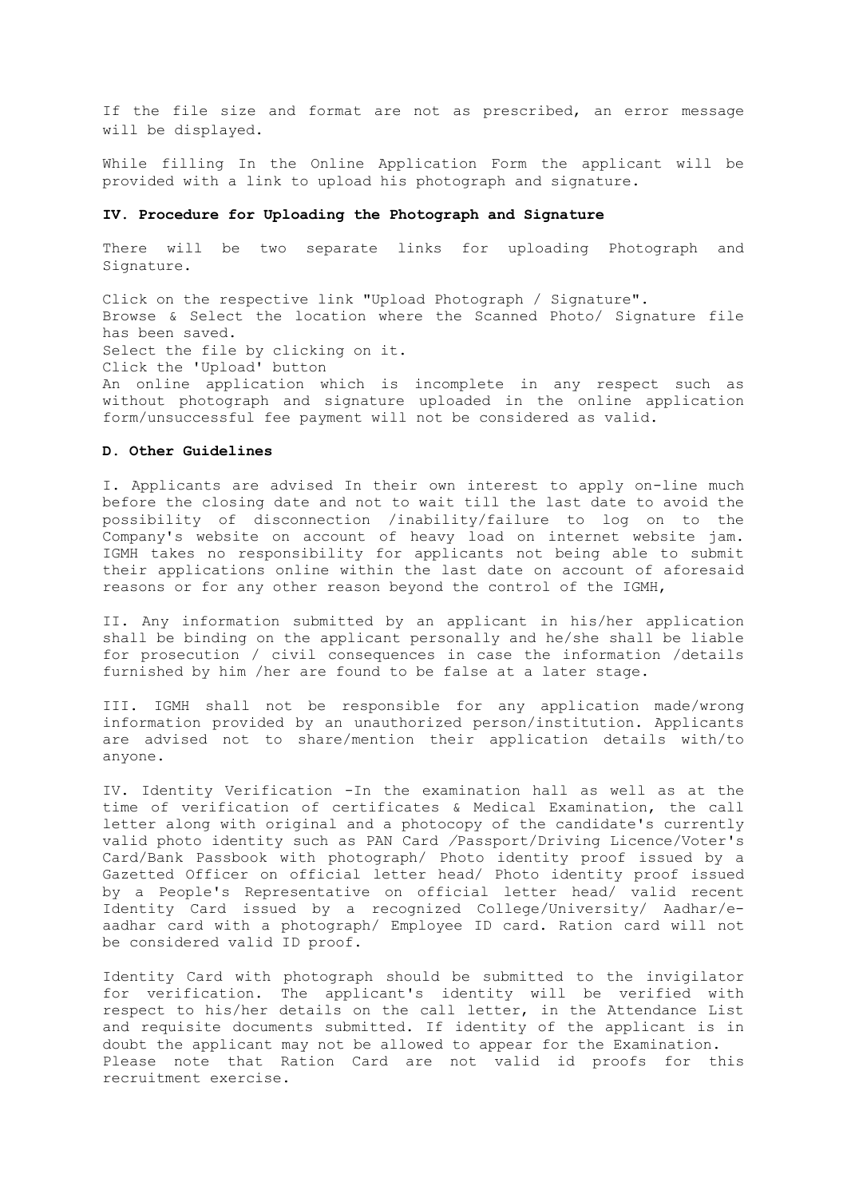If the file size and format are not as prescribed, an error message will be displayed.

While filling In the Online Application Form the applicant will be provided with a link to upload his photograph and signature.

**IV. Procedure for Uploading the Photograph and Signature**

There will be two separate links for uploading Photograph and Signature.

Click on the respective link "Upload Photograph / Signature".
Browse & Select the location where the Scanned Photo/ Signature file has been saved.
Select the file by clicking on it.
Click the 'Upload' button
An online application which is incomplete in any respect such as without photograph and signature uploaded in the online application form/unsuccessful fee payment will not be considered as valid.

**D. Other Guidelines**

I. Applicants are advised In their own interest to apply on-line much before the closing date and not to wait till the last date to avoid the possibility of disconnection /inability/failure to log on to the Company's website on account of heavy load on internet website jam. IGMH takes no responsibility for applicants not being able to submit their applications online within the last date on account of aforesaid reasons or for any other reason beyond the control of the IGMH,

II. Any information submitted by an applicant in his/her application shall be binding on the applicant personally and he/she shall be liable for prosecution / civil consequences in case the information /details furnished by him /her are found to be false at a later stage.

III. IGMH shall not be responsible for any application made/wrong information provided by an unauthorized person/institution. Applicants are advised not to share/mention their application details with/to anyone.

IV. Identity Verification -In the examination hall as well as at the time of verification of certificates & Medical Examination, the call letter along with original and a photocopy of the candidate's currently valid photo identity such as PAN Card /Passport/Driving Licence/Voter's Card/Bank Passbook with photograph/ Photo identity proof issued by a Gazetted Officer on official letter head/ Photo identity proof issued by a People's Representative on official letter head/ valid recent Identity Card issued by a recognized College/University/ Aadhar/e-aadhar card with a photograph/ Employee ID card. Ration card will not be considered valid ID proof.

Identity Card with photograph should be submitted to the invigilator for verification. The applicant's identity will be verified with respect to his/her details on the call letter, in the Attendance List and requisite documents submitted. If identity of the applicant is in doubt the applicant may not be allowed to appear for the Examination.
Please note that Ration Card are not valid id proofs for this recruitment exercise.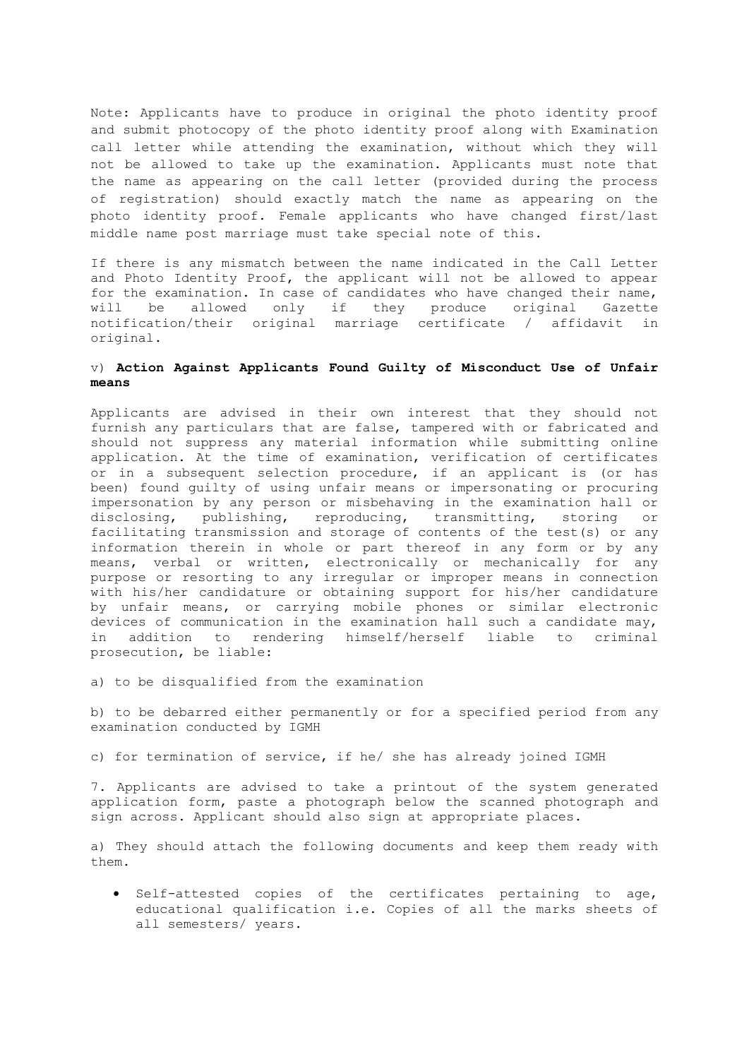Note: Applicants have to produce in original the photo identity proof and submit photocopy of the photo identity proof along with Examination call letter while attending the examination, without which they will not be allowed to take up the examination. Applicants must note that the name as appearing on the call letter (provided during the process of registration) should exactly match the name as appearing on the photo identity proof. Female applicants who have changed first/last middle name post marriage must take special note of this.

If there is any mismatch between the name indicated in the Call Letter and Photo Identity Proof, the applicant will not be allowed to appear for the examination. In case of candidates who have changed their name, will be allowed only if they produce original Gazette notification/their original marriage certificate / affidavit in original.

v) **Action Against Applicants Found Guilty of Misconduct Use of Unfair means**

Applicants are advised in their own interest that they should not furnish any particulars that are false, tampered with or fabricated and should not suppress any material information while submitting online application. At the time of examination, verification of certificates or in a subsequent selection procedure, if an applicant is (or has been) found guilty of using unfair means or impersonating or procuring impersonation by any person or misbehaving in the examination hall or disclosing, publishing, reproducing, transmitting, storing or facilitating transmission and storage of contents of the test(s) or any information therein in whole or part thereof in any form or by any means, verbal or written, electronically or mechanically for any purpose or resorting to any irregular or improper means in connection with his/her candidature or obtaining support for his/her candidature by unfair means, or carrying mobile phones or similar electronic devices of communication in the examination hall such a candidate may, in addition to rendering himself/herself liable to criminal prosecution, be liable:

a) to be disqualified from the examination

b) to be debarred either permanently or for a specified period from any examination conducted by IGMH

c) for termination of service, if he/ she has already joined IGMH

7. Applicants are advised to take a printout of the system generated application form, paste a photograph below the scanned photograph and sign across. Applicant should also sign at appropriate places.

a) They should attach the following documents and keep them ready with them.

- Self-attested copies of the certificates pertaining to age, educational qualification i.e. Copies of all the marks sheets of all semesters/ years.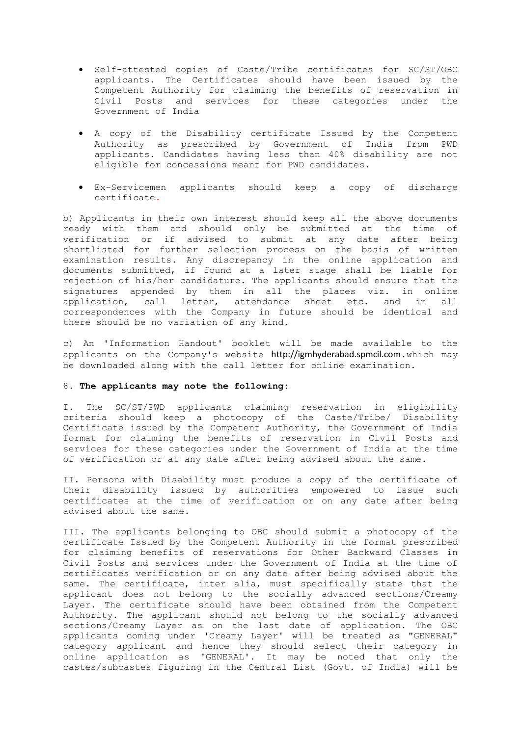- Self-attested copies of Caste/Tribe certificates for SC/ST/OBC applicants. The Certificates should have been issued by the Competent Authority for claiming the benefits of reservation in Civil Posts and services for these categories under the Government of India

- A copy of the Disability certificate Issued by the Competent Authority as prescribed by Government of India from PWD applicants. Candidates having less than 40% disability are not eligible for concessions meant for PWD candidates.

- Ex-Servicemen applicants should keep a copy of discharge certificate.

b) Applicants in their own interest should keep all the above documents ready with them and should only be submitted at the time of verification or if advised to submit at any date after being shortlisted for further selection process on the basis of written examination results. Any discrepancy in the online application and documents submitted, if found at a later stage shall be liable for rejection of his/her candidature. The applicants should ensure that the signatures appended by them in all the places viz. in online application, call letter, attendance sheet etc. and in all correspondences with the Company in future should be identical and there should be no variation of any kind.

c) An 'Information Handout' booklet will be made available to the applicants on the Company's website http://igmhyderabad.spmcil.com.which may be downloaded along with the call letter for online examination.

8. **The applicants may note the following:**

I. The SC/ST/PWD applicants claiming reservation in eligibility criteria should keep a photocopy of the Caste/Tribe/ Disability Certificate issued by the Competent Authority, the Government of India format for claiming the benefits of reservation in Civil Posts and services for these categories under the Government of India at the time of verification or at any date after being advised about the same.

II. Persons with Disability must produce a copy of the certificate of their disability issued by authorities empowered to issue such certificates at the time of verification or on any date after being advised about the same.

III. The applicants belonging to OBC should submit a photocopy of the certificate Issued by the Competent Authority in the format prescribed for claiming benefits of reservations for Other Backward Classes in Civil Posts and services under the Government of India at the time of certificates verification or on any date after being advised about the same. The certificate, inter alia, must specifically state that the applicant does not belong to the socially advanced sections/Creamy Layer. The certificate should have been obtained from the Competent Authority. The applicant should not belong to the socially advanced sections/Creamy Layer as on the last date of application. The OBC applicants coming under 'Creamy Layer' will be treated as "GENERAL" category applicant and hence they should select their category in online application as 'GENERAL'. It may be noted that only the castes/subcastes figuring in the Central List (Govt. of India) will be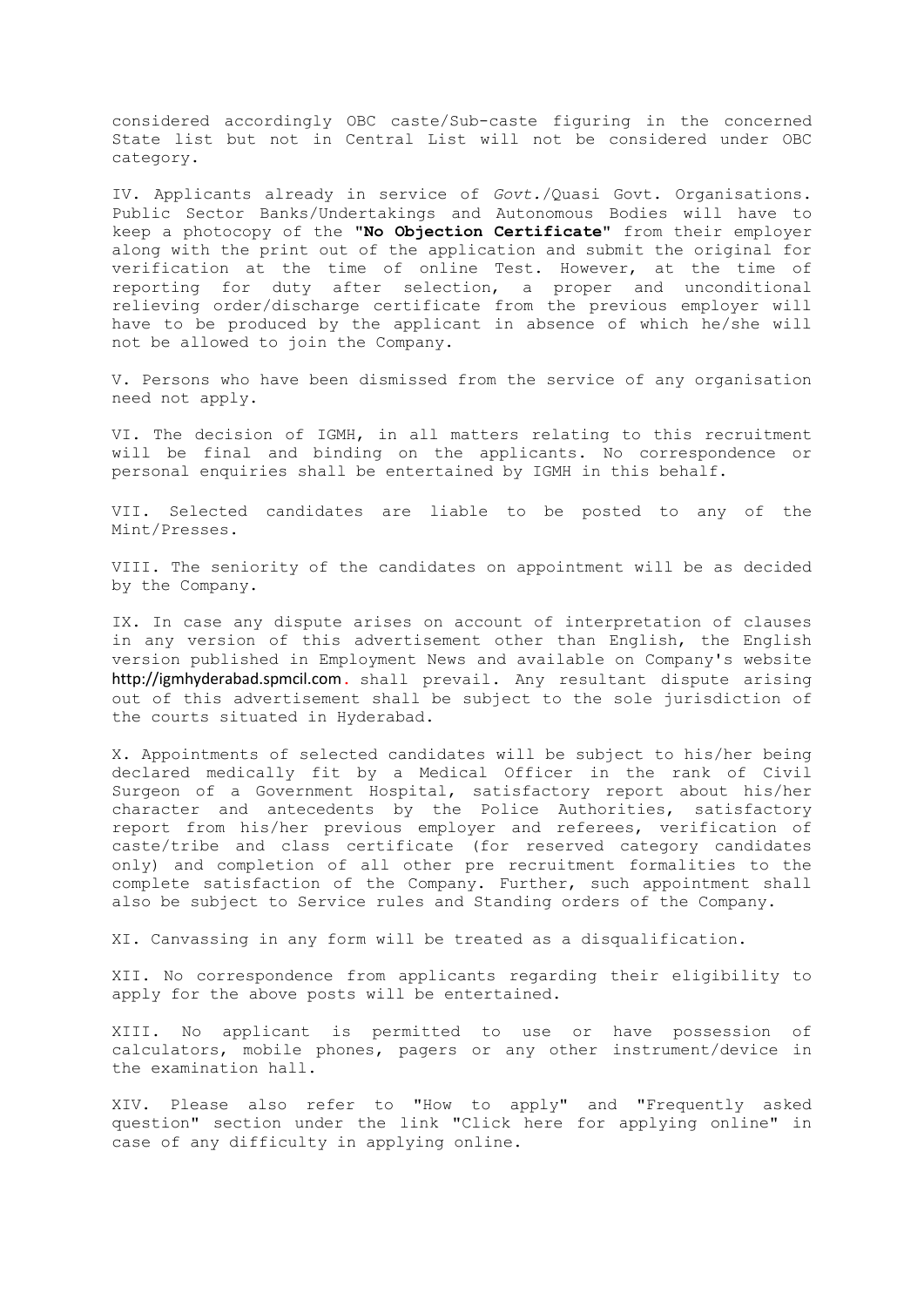considered accordingly OBC caste/Sub-caste figuring in the concerned State list but not in Central List will not be considered under OBC category.

IV. Applicants already in service of *Govt.*/Quasi Govt. Organisations. Public Sector Banks/Undertakings and Autonomous Bodies will have to keep a photocopy of the "**No Objection Certificate**" from their employer along with the print out of the application and submit the original for verification at the time of online Test. However, at the time of reporting for duty after selection, a proper and unconditional relieving order/discharge certificate from the previous employer will have to be produced by the applicant in absence of which he/she will not be allowed to join the Company.

V. Persons who have been dismissed from the service of any organisation need not apply.

VI. The decision of IGMH, in all matters relating to this recruitment will be final and binding on the applicants. No correspondence or personal enquiries shall be entertained by IGMH in this behalf.

VII. Selected candidates are liable to be posted to any of the Mint/Presses.

VIII. The seniority of the candidates on appointment will be as decided by the Company.

IX. In case any dispute arises on account of interpretation of clauses in any version of this advertisement other than English, the English version published in Employment News and available on Company's website http://igmhyderabad.spmcil.com. shall prevail. Any resultant dispute arising out of this advertisement shall be subject to the sole jurisdiction of the courts situated in Hyderabad.

X. Appointments of selected candidates will be subject to his/her being declared medically fit by a Medical Officer in the rank of Civil Surgeon of a Government Hospital, satisfactory report about his/her character and antecedents by the Police Authorities, satisfactory report from his/her previous employer and referees, verification of caste/tribe and class certificate (for reserved category candidates only) and completion of all other pre recruitment formalities to the complete satisfaction of the Company. Further, such appointment shall also be subject to Service rules and Standing orders of the Company.

XI. Canvassing in any form will be treated as a disqualification.

XII. No correspondence from applicants regarding their eligibility to apply for the above posts will be entertained.

XIII. No applicant is permitted to use or have possession of calculators, mobile phones, pagers or any other instrument/device in the examination hall.

XIV. Please also refer to "How to apply" and "Frequently asked question" section under the link "Click here for applying online" in case of any difficulty in applying online.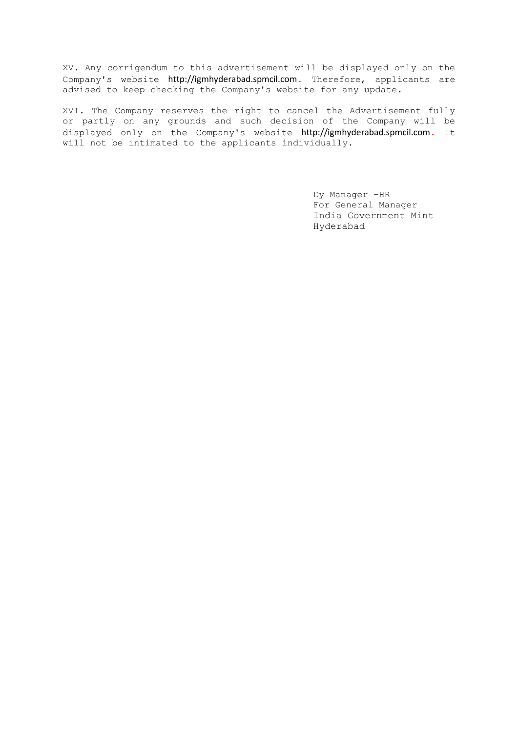XV. Any corrigendum to this advertisement will be displayed only on the Company's website http://igmhyderabad.spmcil.com. Therefore, applicants are advised to keep checking the Company's website for any update.

XVI. The Company reserves the right to cancel the Advertisement fully or partly on any grounds and such decision of the Company will be displayed only on the Company's website http://igmhyderabad.spmcil.com. It will not be intimated to the applicants individually.

Dy Manager –HR  
For General Manager  
India Government Mint  
Hyderabad